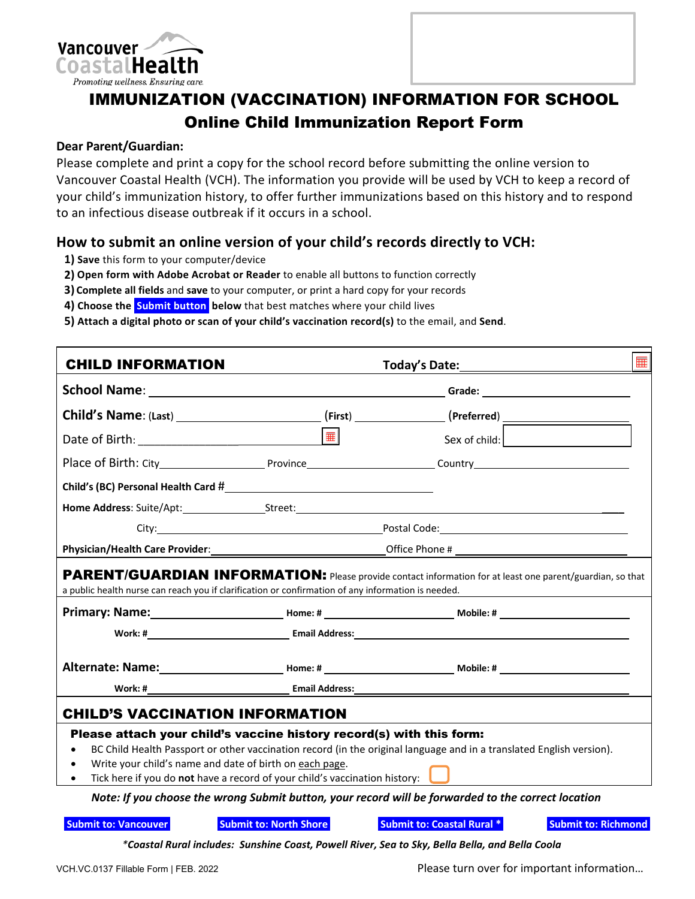Vancouver Coastal Health
*Promoting wellness. Ensuring care.*

# IMMUNIZATION (VACCINATION) INFORMATION FOR SCHOOL

## Online Child Immunization Report Form

**Dear Parent/Guardian:**

Please complete and print a copy for the school record before submitting the online version to Vancouver Coastal Health (VCH). The information you provide will be used by VCH to keep a record of your child's immunization history, to offer further immunizations based on this history and to respond to an infectious disease outbreak if it occurs in a school.

### How to submit an online version of your child's records directly to VCH:

1) **Save** this form to your computer/device
2) **Open form with Adobe Acrobat or Reader** to enable all buttons to function correctly
3) **Complete all fields** and **save** to your computer, or print a hard copy for your records
4) **Choose the Submit button below** that best matches where your child lives
5) **Attach a digital photo or scan of your child's vaccination record(s)** to the email, and **Send**.

### CHILD INFORMATION

**Today's Date:** ____________________

**School Name:** ____________________ **Grade:** ____________

**Child's Name:** (**Last**) ____________ (**First**) ____________ (**Preferred**) ____________

Date of Birth: ____________ Sex of child: ____________

Place of Birth: City ____________ Province ____________ Country ____________

**Child's (BC) Personal Health Card #** ____________________

**Home Address**: Suite/Apt: ____________ Street: ____________________

City: ____________________ Postal Code: ____________

**Physician/Health Care Provider**: ____________________ Office Phone # ____________

### PARENT/GUARDIAN INFORMATION:

Please provide contact information for at least one parent/guardian, so that a public health nurse can reach you if clarification or confirmation of any information is needed.

**Primary: Name:** ____________ **Home: #** ____________ **Mobile: #** ____________

**Work: #** ____________ **Email Address:** ____________________

**Alternate: Name:** ____________ **Home: #** ____________ **Mobile: #** ____________

**Work: #** ____________ **Email Address:** ____________________

### CHILD'S VACCINATION INFORMATION

**Please attach your child's vaccine history record(s) with this form:**

- BC Child Health Passport or other vaccination record (in the original language and in a translated English version).
- Write your child's name and date of birth on each page.
- Tick here if you do **not** have a record of your child's vaccination history: ☐

***Note: If you choose the wrong Submit button, your record will be forwarded to the correct location***

**Submit to: Vancouver** | **Submit to: North Shore** | **Submit to: Coastal Rural \*** | **Submit to: Richmond**

****Coastal Rural includes: Sunshine Coast, Powell River, Sea to Sky, Bella Bella, and Bella Coola***

VCH.VC.0137 Fillable Form | FEB. 2022

Please turn over for important information…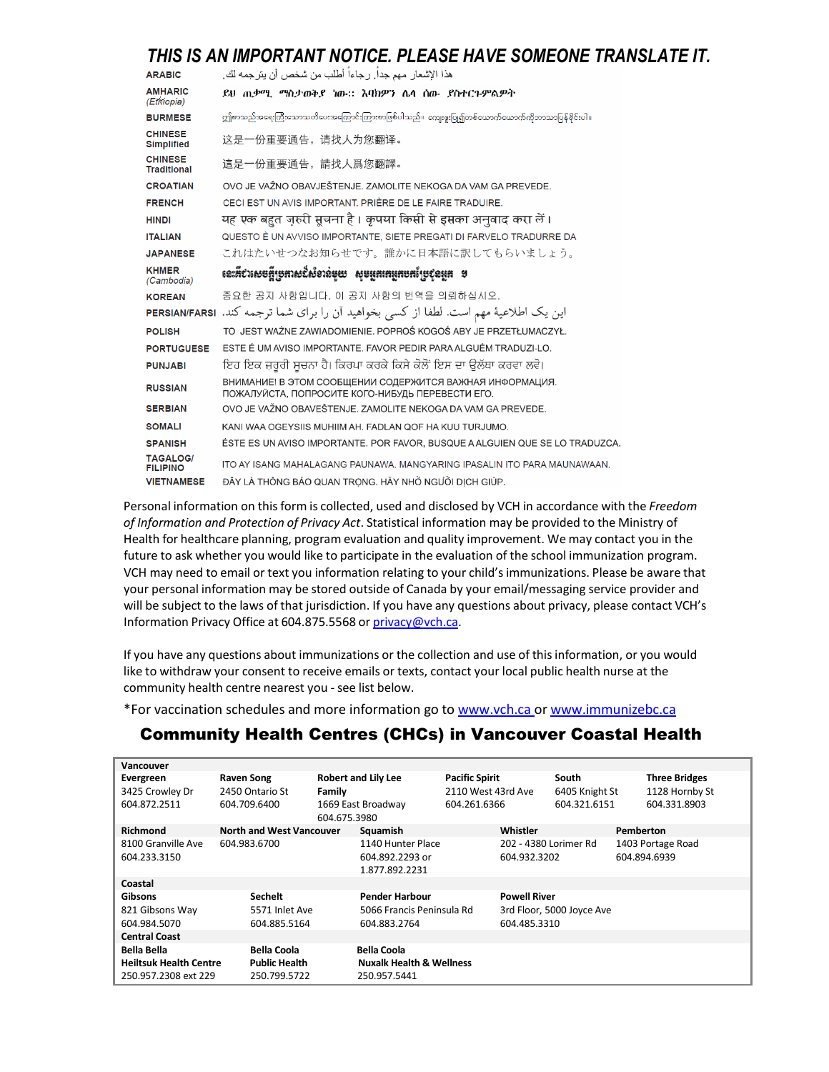## *THIS IS AN IMPORTANT NOTICE. PLEASE HAVE SOMEONE TRANSLATE IT.*

| | |
|---|---|
| **ARABIC** | هذا الإشعار مهم جداً. رجاءاً أطلب من شخص أن يترجمه لك. |
| **AMHARIC** *(Ethiopia)* | ይህ ጠቃሚ ማስታወቂያ ነው። እባክዎን ሌላ ሰው ያስተርጉምልዎት |
| **BURMESE** | ဤစာသည်အရေးကြီးသောသတိပေးအကြောင်းကြားစာဖြစ်ပါသည်။ ကျေးဇူးပြု၍တစ်ယောက်ယောက်ကိုဘာသာပြန်ခိုင်းပါ။ |
| **CHINESE** Simplified | 这是一份重要通告，请找人为您翻译。 |
| **CHINESE** Traditional | 這是一份重要通告，請找人爲您翻譯。 |
| **CROATIAN** | OVO JE VAŽNO OBAVJEŠTENJE. ZAMOLITE NEKOGA DA VAM GA PREVEDE. |
| **FRENCH** | CECI EST UN AVIS IMPORTANT. PRIÈRE DE LE FAIRE TRADUIRE. |
| **HINDI** | यह एक बहुत ज़रूरी सूचना है। कृपया किसी से इसका अनुवाद करा लें। |
| **ITALIAN** | QUESTO È UN AVVISO IMPORTANTE, SIETE PREGATI DI FARVELO TRADURRE DA |
| **JAPANESE** | これはたいせつなお知らせです。誰かに日本語に訳してもらいましょう。 |
| **KHMER** *(Cambodia)* | នេះគឺជាសេចក្តីប្រកាសដ៏សំខាន់មួយ សូមរកអ្នកបកប្រែជូនអ្នក ។ |
| **KOREAN** | 중요한 공지 사항입니다. 이 공지 사항의 번역을 의뢰하십시오. |
| **PERSIAN/FARSI** | این یک اطلاعیهٔ مهم است. لطفا از کسی بخواهید آن را برای شما ترجمه کند. |
| **POLISH** | TO JEST WAŻNE ZAWIADOMIENIE. POPROŚ KOGOŚ ABY JE PRZETŁUMACZYŁ. |
| **PORTUGUESE** | ESTE É UM AVISO IMPORTANTE. FAVOR PEDIR PARA ALGUÉM TRADUZI-LO. |
| **PUNJABI** | ਇਹ ਇਕ ਜ਼ਰੂਰੀ ਸੂਚਨਾ ਹੈ। ਕਿਰਪਾ ਕਰਕੇ ਕਿਸੇ ਕੋਲੋਂ ਇਸ ਦਾ ਉਲੱਥਾ ਕਰਵਾ ਲਵੋ। |
| **RUSSIAN** | ВНИМАНИЕ! В ЭТОМ СООБЩЕНИИ СОДЕРЖИТСЯ ВАЖНАЯ ИНФОРМАЦИЯ. ПОЖАЛУЙСТА, ПОПРОСИТЕ КОГО-НИБУДЬ ПЕРЕВЕСТИ ЕГО. |
| **SERBIAN** | OVO JE VAŽNO OBAVEŠTENJE. ZAMOLITE NEKOGA DA VAM GA PREVEDE. |
| **SOMALI** | KANI WAA OGEYSIIS MUHIIM AH. FADLAN QOF HA KUU TURJUMO. |
| **SPANISH** | ÉSTE ES UN AVISO IMPORTANTE. POR FAVOR, BUSQUE A ALGUIEN QUE SE LO TRADUZCA. |
| **TAGALOG/ FILIPINO** | ITO AY ISANG MAHALAGANG PAUNAWA. MANGYARING IPASALIN ITO PARA MAUNAWAAN. |
| **VIETNAMESE** | ĐÂY LÀ THÔNG BÁO QUAN TRỌNG. HÃY NHỜ NGƯỜI DỊCH GIÚP. |

Personal information on this form is collected, used and disclosed by VCH in accordance with the *Freedom of Information and Protection of Privacy Act*. Statistical information may be provided to the Ministry of Health for healthcare planning, program evaluation and quality improvement. We may contact you in the future to ask whether you would like to participate in the evaluation of the school immunization program. VCH may need to email or text you information relating to your child's immunizations. Please be aware that your personal information may be stored outside of Canada by your email/messaging service provider and will be subject to the laws of that jurisdiction. If you have any questions about privacy, please contact VCH's Information Privacy Office at 604.875.5568 or privacy@vch.ca.

If you have any questions about immunizations or the collection and use of this information, or you would like to withdraw your consent to receive emails or texts, contact your local public health nurse at the community health centre nearest you - see list below.

*For vaccination schedules and more information go to www.vch.ca or www.immunizebc.ca

## Community Health Centres (CHCs) in Vancouver Coastal Health

| | | | | | |
|---|---|---|---|---|---|
| **Vancouver** | | | | | |
| **Evergreen**<br>3425 Crowley Dr<br>604.872.2511 | **Raven Song**<br>2450 Ontario St<br>604.709.6400 | **Robert and Lily Lee Family**<br>1669 East Broadway<br>604.675.3980 | **Pacific Spirit**<br>2110 West 43rd Ave<br>604.261.6366 | **South**<br>6405 Knight St<br>604.321.6151 | **Three Bridges**<br>1128 Hornby St<br>604.331.8903 |
| **Richmond**<br>8100 Granville Ave<br>604.233.3150 | **North and West Vancouver**<br>604.983.6700 | **Squamish**<br>1140 Hunter Place<br>604.892.2293 or<br>1.877.892.2231 | **Whistler**<br>202 - 4380 Lorimer Rd<br>604.932.3202 | **Pemberton**<br>1403 Portage Road<br>604.894.6939 | |
| **Coastal** | | | | | |
| **Gibsons**<br>821 Gibsons Way<br>604.984.5070 | **Sechelt**<br>5571 Inlet Ave<br>604.885.5164 | **Pender Harbour**<br>5066 Francis Peninsula Rd<br>604.883.2764 | **Powell River**<br>3rd Floor, 5000 Joyce Ave<br>604.485.3310 | | |
| **Central Coast** | | | | | |
| **Bella Bella**<br>**Heiltsuk Health Centre**<br>250.957.2308 ext 229 | **Bella Coola**<br>**Public Health**<br>250.799.5722 | **Bella Coola**<br>**Nuxalk Health & Wellness**<br>250.957.5441 | | | |